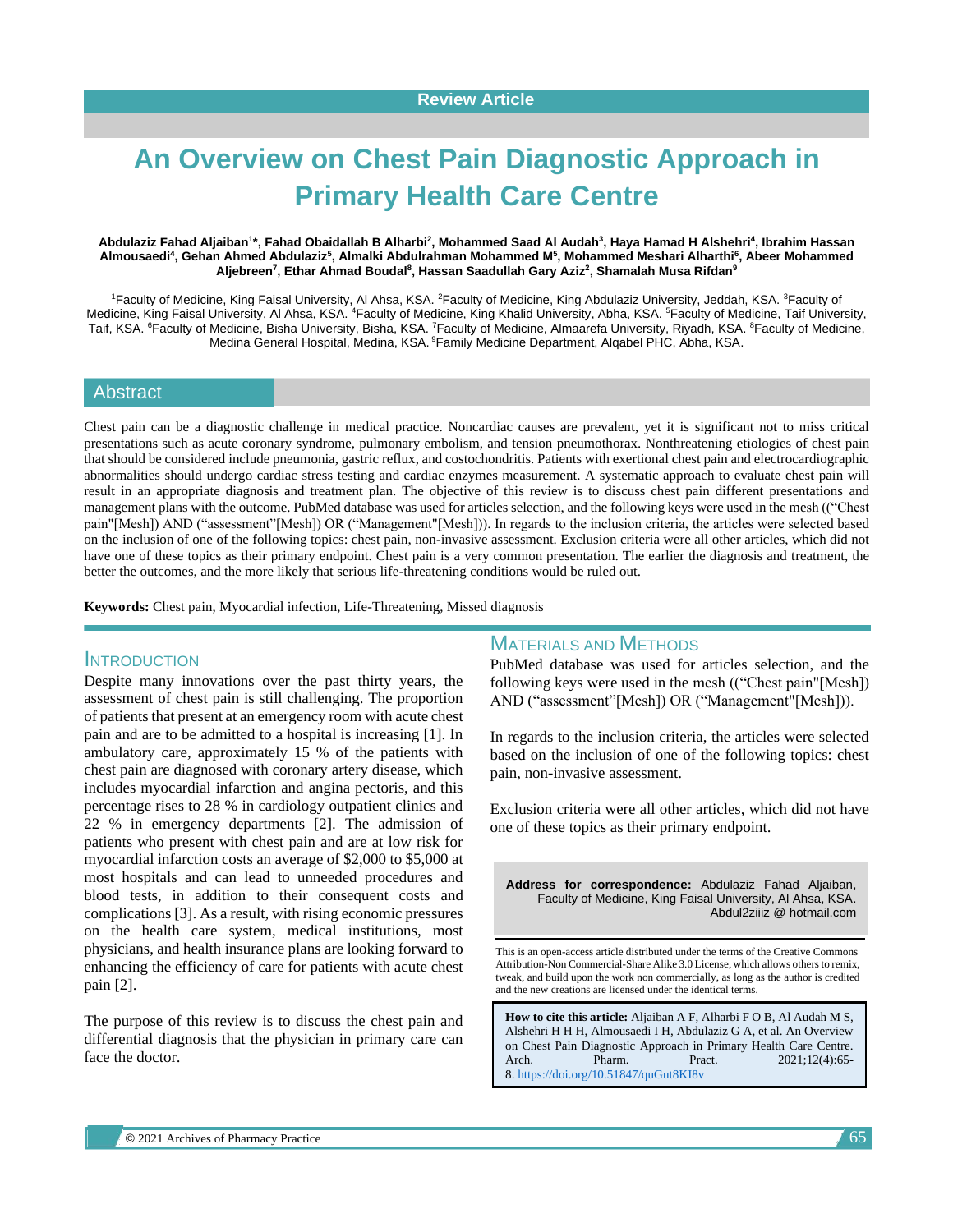Review Article

# An Overview on Chest Pain Diagnostic Approach in Primary Health Care Centre

**Abdulaziz Fahad Aljaiban[1]\*, Fahad Obaidallah B Alharbi[2], Mohammed Saad Al Audah[3], Haya Hamad H Alshehri[4], Ibrahim Hassan Almousaedi[4], Gehan Ahmed Abdulaziz[5], Almalki Abdulrahman Mohammed M[5], Mohammed Meshari Alharthi[6], Abeer Mohammed Aljebreen[7], Ethar Ahmad Boudal[8], Hassan Saadullah Gary Aziz[2], Shamalah Musa Rifdan[9]**

[1]Faculty of Medicine, King Faisal University, Al Ahsa, KSA. [2]Faculty of Medicine, King Abdulaziz University, Jeddah, KSA. [3]Faculty of Medicine, King Faisal University, Al Ahsa, KSA. [4]Faculty of Medicine, King Khalid University, Abha, KSA. [5]Faculty of Medicine, Taif University, Taif, KSA. [6]Faculty of Medicine, Bisha University, Bisha, KSA. [7]Faculty of Medicine, Almaarefa University, Riyadh, KSA. [8]Faculty of Medicine, Medina General Hospital, Medina, KSA. [9]Family Medicine Department, Alqabel PHC, Abha, KSA.

## Abstract

Chest pain can be a diagnostic challenge in medical practice. Noncardiac causes are prevalent, yet it is significant not to miss critical presentations such as acute coronary syndrome, pulmonary embolism, and tension pneumothorax. Nonthreatening etiologies of chest pain that should be considered include pneumonia, gastric reflux, and costochondritis. Patients with exertional chest pain and electrocardiographic abnormalities should undergo cardiac stress testing and cardiac enzymes measurement. A systematic approach to evaluate chest pain will result in an appropriate diagnosis and treatment plan. The objective of this review is to discuss chest pain different presentations and management plans with the outcome. PubMed database was used for articles selection, and the following keys were used in the mesh ((“Chest pain"[Mesh]) AND (“assessment”[Mesh]) OR (“Management"[Mesh])). In regards to the inclusion criteria, the articles were selected based on the inclusion of one of the following topics: chest pain, non-invasive assessment. Exclusion criteria were all other articles, which did not have one of these topics as their primary endpoint. Chest pain is a very common presentation. The earlier the diagnosis and treatment, the better the outcomes, and the more likely that serious life-threatening conditions would be ruled out.

**Keywords:** Chest pain, Myocardial infection, Life-Threatening, Missed diagnosis

## Introduction

Despite many innovations over the past thirty years, the assessment of chest pain is still challenging. The proportion of patients that present at an emergency room with acute chest pain and are to be admitted to a hospital is increasing [1]. In ambulatory care, approximately 15 % of the patients with chest pain are diagnosed with coronary artery disease, which includes myocardial infarction and angina pectoris, and this percentage rises to 28 % in cardiology outpatient clinics and 22 % in emergency departments [2]. The admission of patients who present with chest pain and are at low risk for myocardial infarction costs an average of $2,000 to $5,000 at most hospitals and can lead to unneeded procedures and blood tests, in addition to their consequent costs and complications [3]. As a result, with rising economic pressures on the health care system, medical institutions, most physicians, and health insurance plans are looking forward to enhancing the efficiency of care for patients with acute chest pain [2].

The purpose of this review is to discuss the chest pain and differential diagnosis that the physician in primary care can face the doctor.

## Materials and Methods

PubMed database was used for articles selection, and the following keys were used in the mesh ((“Chest pain"[Mesh]) AND (“assessment”[Mesh]) OR (“Management"[Mesh])).

In regards to the inclusion criteria, the articles were selected based on the inclusion of one of the following topics: chest pain, non-invasive assessment.

Exclusion criteria were all other articles, which did not have one of these topics as their primary endpoint.

**Address for correspondence:** Abdulaziz Fahad Aljaiban, Faculty of Medicine, King Faisal University, Al Ahsa, KSA. Abdul2ziiiz @ hotmail.com

This is an open-access article distributed under the terms of the Creative Commons Attribution-Non Commercial-Share Alike 3.0 License, which allows others to remix, tweak, and build upon the work non commercially, as long as the author is credited and the new creations are licensed under the identical terms.

**How to cite this article:** Aljaiban A F, Alharbi F O B, Al Audah M S, Alshehri H H H, Almousaedi I H, Abdulaziz G A, et al. An Overview on Chest Pain Diagnostic Approach in Primary Health Care Centre. Arch. Pharm. Pract. 2021;12(4):65-8. https://doi.org/10.51847/quGut8KI8v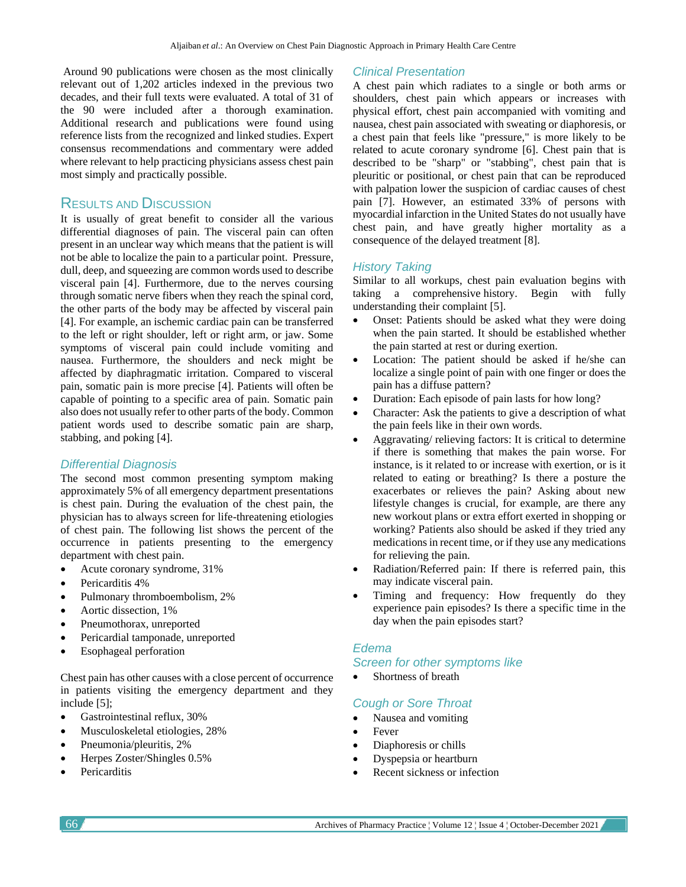Around 90 publications were chosen as the most clinically relevant out of 1,202 articles indexed in the previous two decades, and their full texts were evaluated. A total of 31 of the 90 were included after a thorough examination. Additional research and publications were found using reference lists from the recognized and linked studies. Expert consensus recommendations and commentary were added where relevant to help practicing physicians assess chest pain most simply and practically possible.

## Results and Discussion

It is usually of great benefit to consider all the various differential diagnoses of pain. The visceral pain can often present in an unclear way which means that the patient is will not be able to localize the pain to a particular point. Pressure, dull, deep, and squeezing are common words used to describe visceral pain [4]. Furthermore, due to the nerves coursing through somatic nerve fibers when they reach the spinal cord, the other parts of the body may be affected by visceral pain [4]. For example, an ischemic cardiac pain can be transferred to the left or right shoulder, left or right arm, or jaw. Some symptoms of visceral pain could include vomiting and nausea. Furthermore, the shoulders and neck might be affected by diaphragmatic irritation. Compared to visceral pain, somatic pain is more precise [4]. Patients will often be capable of pointing to a specific area of pain. Somatic pain also does not usually refer to other parts of the body. Common patient words used to describe somatic pain are sharp, stabbing, and poking [4].

### Differential Diagnosis

The second most common presenting symptom making approximately 5% of all emergency department presentations is chest pain. During the evaluation of the chest pain, the physician has to always screen for life-threatening etiologies of chest pain. The following list shows the percent of the occurrence in patients presenting to the emergency department with chest pain.

- Acute coronary syndrome, 31%
- Pericarditis 4%
- Pulmonary thromboembolism, 2%
- Aortic dissection, 1%
- Pneumothorax, unreported
- Pericardial tamponade, unreported
- Esophageal perforation

Chest pain has other causes with a close percent of occurrence in patients visiting the emergency department and they include [5];

- Gastrointestinal reflux, 30%
- Musculoskeletal etiologies, 28%
- Pneumonia/pleuritis, 2%
- Herpes Zoster/Shingles 0.5%
- Pericarditis

### Clinical Presentation

A chest pain which radiates to a single or both arms or shoulders, chest pain which appears or increases with physical effort, chest pain accompanied with vomiting and nausea, chest pain associated with sweating or diaphoresis, or a chest pain that feels like "pressure," is more likely to be related to acute coronary syndrome [6]. Chest pain that is described to be "sharp" or "stabbing", chest pain that is pleuritic or positional, or chest pain that can be reproduced with palpation lower the suspicion of cardiac causes of chest pain [7]. However, an estimated 33% of persons with myocardial infarction in the United States do not usually have chest pain, and have greatly higher mortality as a consequence of the delayed treatment [8].

### History Taking

Similar to all workups, chest pain evaluation begins with taking a comprehensive history. Begin with fully understanding their complaint [5].

- Onset: Patients should be asked what they were doing when the pain started. It should be established whether the pain started at rest or during exertion.
- Location: The patient should be asked if he/she can localize a single point of pain with one finger or does the pain has a diffuse pattern?
- Duration: Each episode of pain lasts for how long?
- Character: Ask the patients to give a description of what the pain feels like in their own words.
- Aggravating/ relieving factors: It is critical to determine if there is something that makes the pain worse. For instance, is it related to or increase with exertion, or is it related to eating or breathing? Is there a posture the exacerbates or relieves the pain? Asking about new lifestyle changes is crucial, for example, are there any new workout plans or extra effort exerted in shopping or working? Patients also should be asked if they tried any medications in recent time, or if they use any medications for relieving the pain.
- Radiation/Referred pain: If there is referred pain, this may indicate visceral pain.
- Timing and frequency: How frequently do they experience pain episodes? Is there a specific time in the day when the pain episodes start?

### Edema

### Screen for other symptoms like

- Shortness of breath

### Cough or Sore Throat

- Nausea and vomiting
- Fever
- Diaphoresis or chills
- Dyspepsia or heartburn
- Recent sickness or infection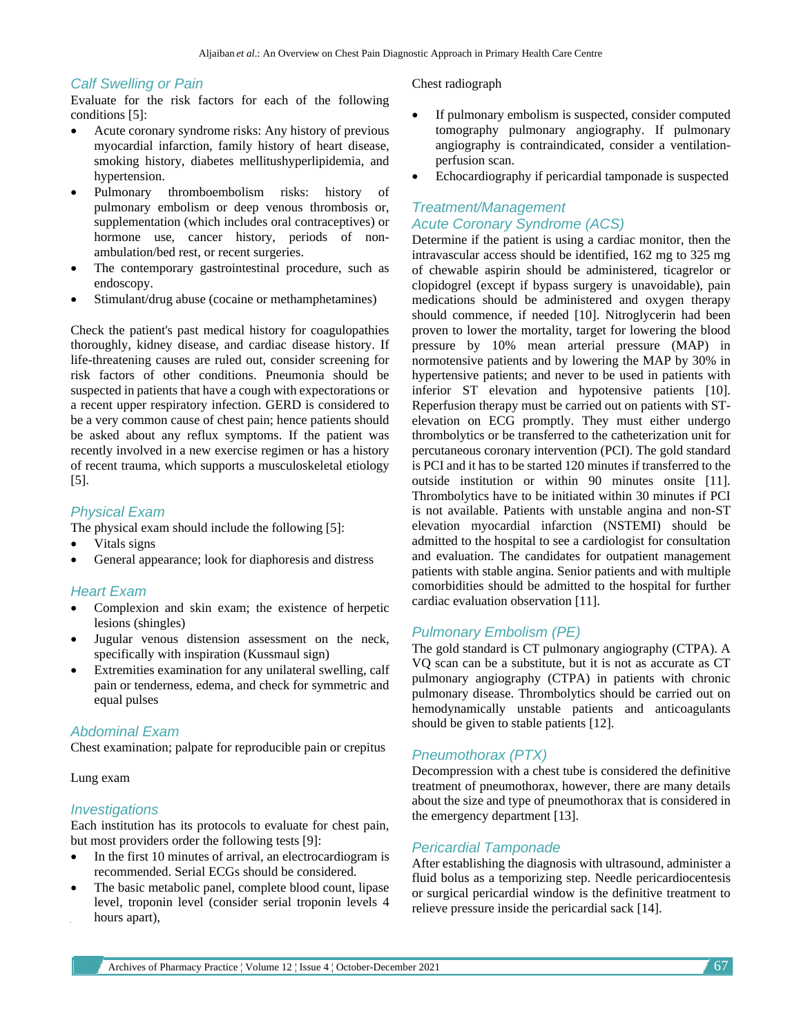### Calf Swelling or Pain

Evaluate for the risk factors for each of the following conditions [5]:

- Acute coronary syndrome risks: Any history of previous myocardial infarction, family history of heart disease, smoking history, diabetes mellitushyperlipidemia, and hypertension.
- Pulmonary thromboembolism risks: history of pulmonary embolism or deep venous thrombosis or, supplementation (which includes oral contraceptives) or hormone use, cancer history, periods of non-ambulation/bed rest, or recent surgeries.
- The contemporary gastrointestinal procedure, such as endoscopy.
- Stimulant/drug abuse (cocaine or methamphetamines)

Check the patient's past medical history for coagulopathies thoroughly, kidney disease, and cardiac disease history. If life-threatening causes are ruled out, consider screening for risk factors of other conditions. Pneumonia should be suspected in patients that have a cough with expectorations or a recent upper respiratory infection. GERD is considered to be a very common cause of chest pain; hence patients should be asked about any reflux symptoms. If the patient was recently involved in a new exercise regimen or has a history of recent trauma, which supports a musculoskeletal etiology [5].

### Physical Exam

The physical exam should include the following [5]:

- Vitals signs
- General appearance; look for diaphoresis and distress

### Heart Exam

- Complexion and skin exam; the existence of herpetic lesions (shingles)
- Jugular venous distension assessment on the neck, specifically with inspiration (Kussmaul sign)
- Extremities examination for any unilateral swelling, calf pain or tenderness, edema, and check for symmetric and equal pulses

### Abdominal Exam

Chest examination; palpate for reproducible pain or crepitus

Lung exam

### Investigations

Each institution has its protocols to evaluate for chest pain, but most providers order the following tests [9]:

- In the first 10 minutes of arrival, an electrocardiogram is recommended. Serial ECGs should be considered.
- The basic metabolic panel, complete blood count, lipase level, troponin level (consider serial troponin levels 4 hours apart),

Chest radiograph

- If pulmonary embolism is suspected, consider computed tomography pulmonary angiography. If pulmonary angiography is contraindicated, consider a ventilation-perfusion scan.
- Echocardiography if pericardial tamponade is suspected

### Treatment/Management

### Acute Coronary Syndrome (ACS)

Determine if the patient is using a cardiac monitor, then the intravascular access should be identified, 162 mg to 325 mg of chewable aspirin should be administered, ticagrelor or clopidogrel (except if bypass surgery is unavoidable), pain medications should be administered and oxygen therapy should commence, if needed [10]. Nitroglycerin had been proven to lower the mortality, target for lowering the blood pressure by 10% mean arterial pressure (MAP) in normotensive patients and by lowering the MAP by 30% in hypertensive patients; and never to be used in patients with inferior ST elevation and hypotensive patients [10]. Reperfusion therapy must be carried out on patients with ST-elevation on ECG promptly. They must either undergo thrombolytics or be transferred to the catheterization unit for percutaneous coronary intervention (PCI). The gold standard is PCI and it has to be started 120 minutes if transferred to the outside institution or within 90 minutes onsite [11]. Thrombolytics have to be initiated within 30 minutes if PCI is not available. Patients with unstable angina and non-ST elevation myocardial infarction (NSTEMI) should be admitted to the hospital to see a cardiologist for consultation and evaluation. The candidates for outpatient management patients with stable angina. Senior patients and with multiple comorbidities should be admitted to the hospital for further cardiac evaluation observation [11].

### Pulmonary Embolism (PE)

The gold standard is CT pulmonary angiography (CTPA). A VQ scan can be a substitute, but it is not as accurate as CT pulmonary angiography (CTPA) in patients with chronic pulmonary disease. Thrombolytics should be carried out on hemodynamically unstable patients and anticoagulants should be given to stable patients [12].

### Pneumothorax (PTX)

Decompression with a chest tube is considered the definitive treatment of pneumothorax, however, there are many details about the size and type of pneumothorax that is considered in the emergency department [13].

### Pericardial Tamponade

After establishing the diagnosis with ultrasound, administer a fluid bolus as a temporizing step. Needle pericardiocentesis or surgical pericardial window is the definitive treatment to relieve pressure inside the pericardial sack [14].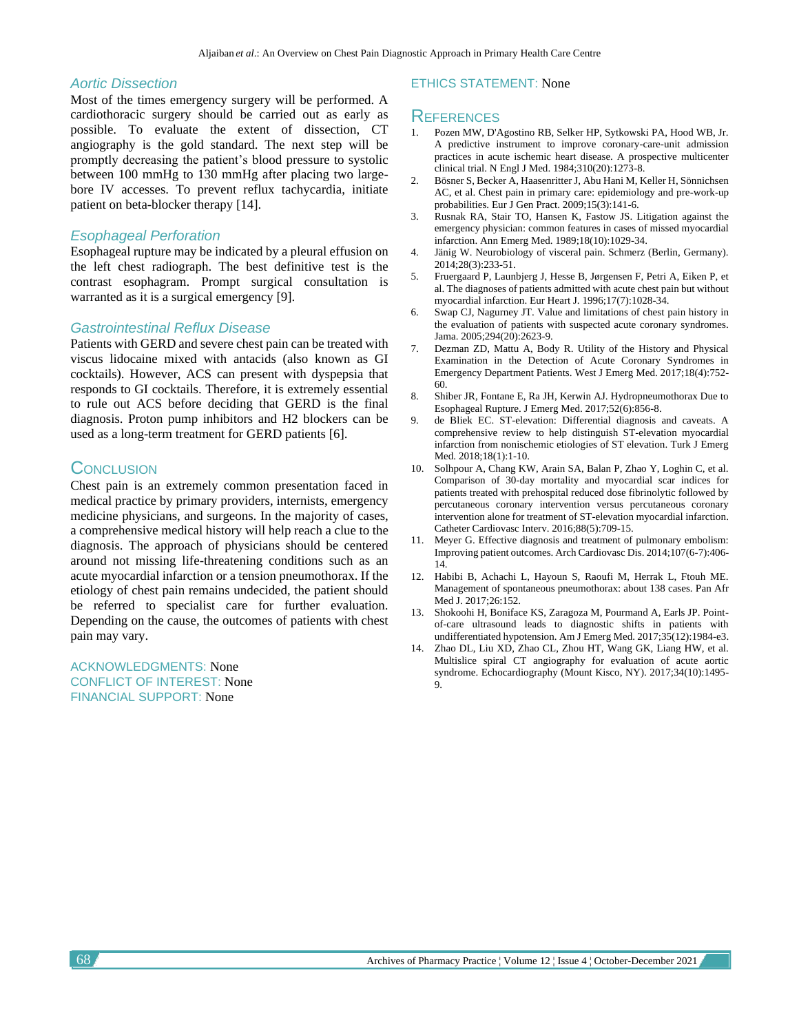### Aortic Dissection

Most of the times emergency surgery will be performed. A cardiothoracic surgery should be carried out as early as possible. To evaluate the extent of dissection, CT angiography is the gold standard. The next step will be promptly decreasing the patient's blood pressure to systolic between 100 mmHg to 130 mmHg after placing two large-bore IV accesses. To prevent reflux tachycardia, initiate patient on beta-blocker therapy [14].

### Esophageal Perforation

Esophageal rupture may be indicated by a pleural effusion on the left chest radiograph. The best definitive test is the contrast esophagram. Prompt surgical consultation is warranted as it is a surgical emergency [9].

### Gastrointestinal Reflux Disease

Patients with GERD and severe chest pain can be treated with viscus lidocaine mixed with antacids (also known as GI cocktails). However, ACS can present with dyspepsia that responds to GI cocktails. Therefore, it is extremely essential to rule out ACS before deciding that GERD is the final diagnosis. Proton pump inhibitors and H2 blockers can be used as a long-term treatment for GERD patients [6].

## Conclusion

Chest pain is an extremely common presentation faced in medical practice by primary providers, internists, emergency medicine physicians, and surgeons. In the majority of cases, a comprehensive medical history will help reach a clue to the diagnosis. The approach of physicians should be centered around not missing life-threatening conditions such as an acute myocardial infarction or a tension pneumothorax. If the etiology of chest pain remains undecided, the patient should be referred to specialist care for further evaluation. Depending on the cause, the outcomes of patients with chest pain may vary.

ACKNOWLEDGMENTS: None
CONFLICT OF INTEREST: None
FINANCIAL SUPPORT: None
ETHICS STATEMENT: None

## References

1. Pozen MW, D'Agostino RB, Selker HP, Sytkowski PA, Hood WB, Jr. A predictive instrument to improve coronary-care-unit admission practices in acute ischemic heart disease. A prospective multicenter clinical trial. N Engl J Med. 1984;310(20):1273-8.
2. Bösner S, Becker A, Haasenritter J, Abu Hani M, Keller H, Sönnichsen AC, et al. Chest pain in primary care: epidemiology and pre-work-up probabilities. Eur J Gen Pract. 2009;15(3):141-6.
3. Rusnak RA, Stair TO, Hansen K, Fastow JS. Litigation against the emergency physician: common features in cases of missed myocardial infarction. Ann Emerg Med. 1989;18(10):1029-34.
4. Jänig W. Neurobiology of visceral pain. Schmerz (Berlin, Germany). 2014;28(3):233-51.
5. Fruergaard P, Launbjerg J, Hesse B, Jørgensen F, Petri A, Eiken P, et al. The diagnoses of patients admitted with acute chest pain but without myocardial infarction. Eur Heart J. 1996;17(7):1028-34.
6. Swap CJ, Nagurney JT. Value and limitations of chest pain history in the evaluation of patients with suspected acute coronary syndromes. Jama. 2005;294(20):2623-9.
7. Dezman ZD, Mattu A, Body R. Utility of the History and Physical Examination in the Detection of Acute Coronary Syndromes in Emergency Department Patients. West J Emerg Med. 2017;18(4):752-60.
8. Shiber JR, Fontane E, Ra JH, Kerwin AJ. Hydropneumothorax Due to Esophageal Rupture. J Emerg Med. 2017;52(6):856-8.
9. de Bliek EC. ST-elevation: Differential diagnosis and caveats. A comprehensive review to help distinguish ST-elevation myocardial infarction from nonischemic etiologies of ST elevation. Turk J Emerg Med. 2018;18(1):1-10.
10. Solhpour A, Chang KW, Arain SA, Balan P, Zhao Y, Loghin C, et al. Comparison of 30-day mortality and myocardial scar indices for patients treated with prehospital reduced dose fibrinolytic followed by percutaneous coronary intervention versus percutaneous coronary intervention alone for treatment of ST-elevation myocardial infarction. Catheter Cardiovasc Interv. 2016;88(5):709-15.
11. Meyer G. Effective diagnosis and treatment of pulmonary embolism: Improving patient outcomes. Arch Cardiovasc Dis. 2014;107(6-7):406-14.
12. Habibi B, Achachi L, Hayoun S, Raoufi M, Herrak L, Ftouh ME. Management of spontaneous pneumothorax: about 138 cases. Pan Afr Med J. 2017;26:152.
13. Shokoohi H, Boniface KS, Zaragoza M, Pourmand A, Earls JP. Point-of-care ultrasound leads to diagnostic shifts in patients with undifferentiated hypotension. Am J Emerg Med. 2017;35(12):1984-e3.
14. Zhao DL, Liu XD, Zhao CL, Zhou HT, Wang GK, Liang HW, et al. Multislice spiral CT angiography for evaluation of acute aortic syndrome. Echocardiography (Mount Kisco, NY). 2017;34(10):1495-9.